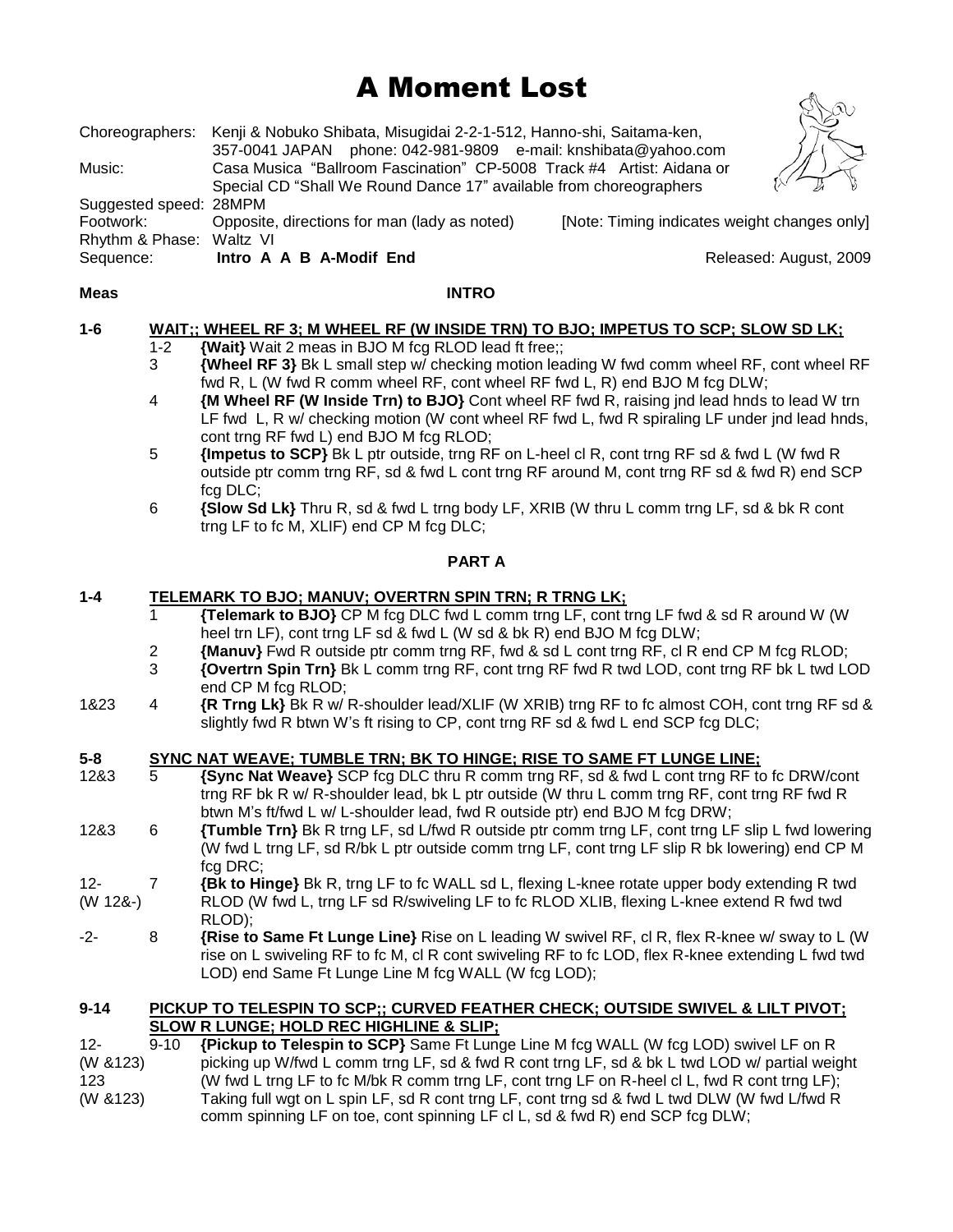# A Moment Lost

Choreographers: Kenji & Nobuko Shibata, Misugidai 2-2-1-512, Hanno-shi, Saitama-ken, 357-0041 JAPAN phone: 042-981-9809 e-mail: knshibata@yahoo.com
Music: Casa Musica "Ballroom Fascination" CP-5008 Track #4 Artist: Aidana or Special CD "Shall We Round Dance 17" available from choreographers
Suggested speed: 28MPM
Footwork: Opposite, directions for man (lady as noted) [Note: Timing indicates weight changes only]
Rhythm & Phase: Waltz VI
Sequence: **Intro A A B A-Modif End**
Released: August, 2009

**Meas** **INTRO**

**1-6 WAIT;; WHEEL RF 3; M WHEEL RF (W INSIDE TRN) TO BJO; IMPETUS TO SCP; SLOW SD LK;**

1-2 **{Wait}** Wait 2 meas in BJO M fcg RLOD lead ft free;;

3 **{Wheel RF 3}** Bk L small step w/ checking motion leading W fwd comm wheel RF, cont wheel RF fwd R, L (W fwd R comm wheel RF, cont wheel RF fwd L, R) end BJO M fcg DLW;

4 **{M Wheel RF (W Inside Trn) to BJO}** Cont wheel RF fwd R, raising jnd lead hnds to lead W trn LF fwd L, R w/ checking motion (W cont wheel RF fwd L, fwd R spiraling LF under jnd lead hnds, cont trng RF fwd L) end BJO M fcg RLOD;

5 **{Impetus to SCP}** Bk L ptr outside, trng RF on L-heel cl R, cont trng RF sd & fwd L (W fwd R outside ptr comm trng RF, sd & fwd L cont trng RF around M, cont trng RF sd & fwd R) end SCP fcg DLC;

6 **{Slow Sd Lk}** Thru R, sd & fwd L trng body LF, XRIB (W thru L comm trng LF, sd & bk R cont trng LF to fc M, XLIF) end CP M fcg DLC;

**PART A**

**1-4 TELEMARK TO BJO; MANUV; OVERTRN SPIN TRN; R TRNG LK;**

1 **{Telemark to BJO}** CP M fcg DLC fwd L comm trng LF, cont trng LF fwd & sd R around W (W heel trn LF), cont trng LF sd & fwd L (W sd & bk R) end BJO M fcg DLW;

2 **{Manuv}** Fwd R outside ptr comm trng RF, fwd & sd L cont trng RF, cl R end CP M fcg RLOD;

3 **{Overtrn Spin Trn}** Bk L comm trng RF, cont trng RF fwd R twd LOD, cont trng RF bk L twd LOD end CP M fcg RLOD;

1&23 4 **{R Trng Lk}** Bk R w/ R-shoulder lead/XLIF (W XRIB) trng RF to fc almost COH, cont trng RF sd & slightly fwd R btwn W's ft rising to CP, cont trng RF sd & fwd L end SCP fcg DLC;

**5-8 SYNC NAT WEAVE; TUMBLE TRN; BK TO HINGE; RISE TO SAME FT LUNGE LINE;**

12&3 5 **{Sync Nat Weave}** SCP fcg DLC thru R comm trng RF, sd & fwd L cont trng RF to fc DRW/cont trng RF bk R w/ R-shoulder lead, bk L ptr outside (W thru L comm trng RF, cont trng RF fwd R btwn M's ft/fwd L w/ L-shoulder lead, fwd R outside ptr) end BJO M fcg DRW;

12&3 6 **{Tumble Trn}** Bk R trng LF, sd L/fwd R outside ptr comm trng LF, cont trng LF slip L fwd lowering (W fwd L trng LF, sd R/bk L ptr outside comm trng LF, cont trng LF slip R bk lowering) end CP M fcg DRC;

12- (W 12&-) 7 **{Bk to Hinge}** Bk R, trng LF to fc WALL sd L, flexing L-knee rotate upper body extending R twd RLOD (W fwd L, trng LF sd R/swiveling LF to fc RLOD XLIB, flexing L-knee extend R fwd twd RLOD);

-2- 8 **{Rise to Same Ft Lunge Line}** Rise on L leading W swivel RF, cl R, flex R-knee w/ sway to L (W rise on L swiveling RF to fc M, cl R cont swiveling RF to fc LOD, flex R-knee extending L fwd twd LOD) end Same Ft Lunge Line M fcg WALL (W fcg LOD);

**9-14 PICKUP TO TELESPIN TO SCP;; CURVED FEATHER CHECK; OUTSIDE SWIVEL & LILT PIVOT; SLOW R LUNGE; HOLD REC HIGHLINE & SLIP;**

12- (W &123) 123 (W &123) 9-10 **{Pickup to Telespin to SCP}** Same Ft Lunge Line M fcg WALL (W fcg LOD) swivel LF on R picking up W/fwd L comm trng LF, sd & fwd R cont trng LF, sd & bk L twd LOD w/ partial weight (W fwd L trng LF to fc M/bk R comm trng LF, cont trng LF on R-heel cl L, fwd R cont trng LF); Taking full wgt on L spin LF, sd R cont trng LF, cont trng sd & fwd L twd DLW (W fwd L/fwd R comm spinning LF on toe, cont spinning LF cl L, sd & fwd R) end SCP fcg DLW;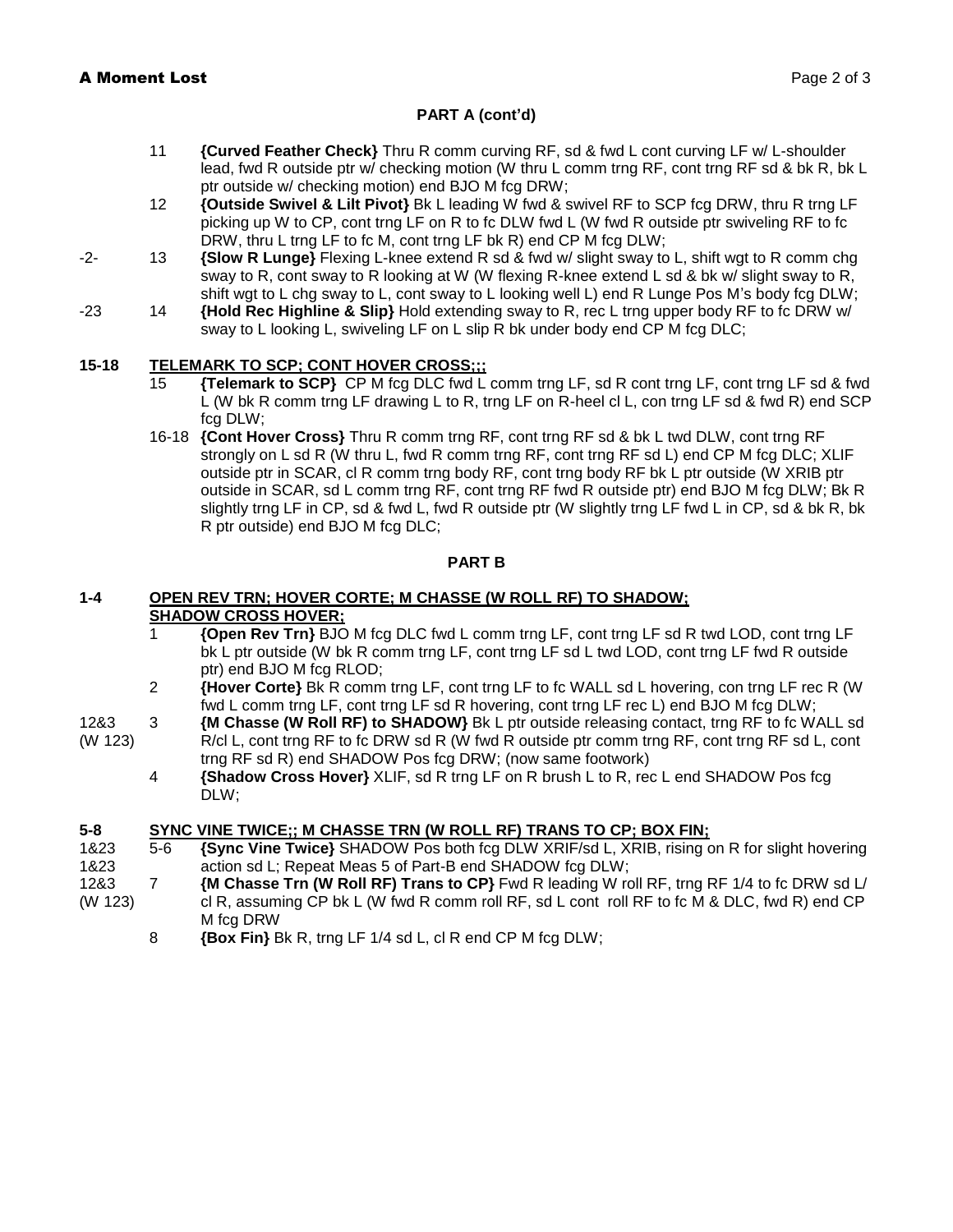## PART A (cont'd)

11 **{Curved Feather Check}** Thru R comm curving RF, sd & fwd L cont curving LF w/ L-shoulder lead, fwd R outside ptr w/ checking motion (W thru L comm trng RF, cont trng RF sd & bk R, bk L ptr outside w/ checking motion) end BJO M fcg DRW;

12 **{Outside Swivel & Lilt Pivot}** Bk L leading W fwd & swivel RF to SCP fcg DRW, thru R trng LF picking up W to CP, cont trng LF on R to fc DLW fwd L (W fwd R outside ptr swiveling RF to fc DRW, thru L trng LF to fc M, cont trng LF bk R) end CP M fcg DLW;

-2- 13 **{Slow R Lunge}** Flexing L-knee extend R sd & fwd w/ slight sway to L, shift wgt to R comm chg sway to R, cont sway to R looking at W (W flexing R-knee extend L sd & bk w/ slight sway to R, shift wgt to L chg sway to L, cont sway to L looking well L) end R Lunge Pos M's body fcg DLW;

-23 14 **{Hold Rec Highline & Slip}** Hold extending sway to R, rec L trng upper body RF to fc DRW w/ sway to L looking L, swiveling LF on L slip R bk under body end CP M fcg DLC;

### 15-18 TELEMARK TO SCP; CONT HOVER CROSS;;;

15 **{Telemark to SCP}** CP M fcg DLC fwd L comm trng LF, sd R cont trng LF, cont trng LF sd & fwd L (W bk R comm trng LF drawing L to R, trng LF on R-heel cl L, con trng LF sd & fwd R) end SCP fcg DLW;

16-18 **{Cont Hover Cross}** Thru R comm trng RF, cont trng RF sd & bk L twd DLW, cont trng RF strongly on L sd R (W thru L, fwd R comm trng RF, cont trng RF sd L) end CP M fcg DLC; XLIF outside ptr in SCAR, cl R comm trng body RF, cont trng body RF bk L ptr outside (W XRIB ptr outside in SCAR, sd L comm trng RF, cont trng RF fwd R outside ptr) end BJO M fcg DLW; Bk R slightly trng LF in CP, sd & fwd L, fwd R outside ptr (W slightly trng LF fwd L in CP, sd & bk R, bk R ptr outside) end BJO M fcg DLC;

## PART B

### 1-4 OPEN REV TRN; HOVER CORTE; M CHASSE (W ROLL RF) TO SHADOW; SHADOW CROSS HOVER;

1 **{Open Rev Trn}** BJO M fcg DLC fwd L comm trng LF, cont trng LF sd R twd LOD, cont trng LF bk L ptr outside (W bk R comm trng LF, cont trng LF sd L twd LOD, cont trng LF fwd R outside ptr) end BJO M fcg RLOD;

2 **{Hover Corte}** Bk R comm trng LF, cont trng LF to fc WALL sd L hovering, con trng LF rec R (W fwd L comm trng LF, cont trng LF sd R hovering, cont trng LF rec L) end BJO M fcg DLW;

12&3 (W 123) 3 **{M Chasse (W Roll RF) to SHADOW}** Bk L ptr outside releasing contact, trng RF to fc WALL sd R/cl L, cont trng RF to fc DRW sd R (W fwd R outside ptr comm trng RF, cont trng RF sd L, cont trng RF sd R) end SHADOW Pos fcg DRW; (now same footwork)

4 **{Shadow Cross Hover}** XLIF, sd R trng LF on R brush L to R, rec L end SHADOW Pos fcg DLW;

### 5-8 SYNC VINE TWICE;; M CHASSE TRN (W ROLL RF) TRANS TO CP; BOX FIN;

1&23 1&23 5-6 **{Sync Vine Twice}** SHADOW Pos both fcg DLW XRIF/sd L, XRIB, rising on R for slight hovering action sd L; Repeat Meas 5 of Part-B end SHADOW fcg DLW;

12&3 (W 123) 7 **{M Chasse Trn (W Roll RF) Trans to CP}** Fwd R leading W roll RF, trng RF 1/4 to fc DRW sd L/cl R, assuming CP bk L (W fwd R comm roll RF, sd L cont roll RF to fc M & DLC, fwd R) end CP M fcg DRW

8 **{Box Fin}** Bk R, trng LF 1/4 sd L, cl R end CP M fcg DLW;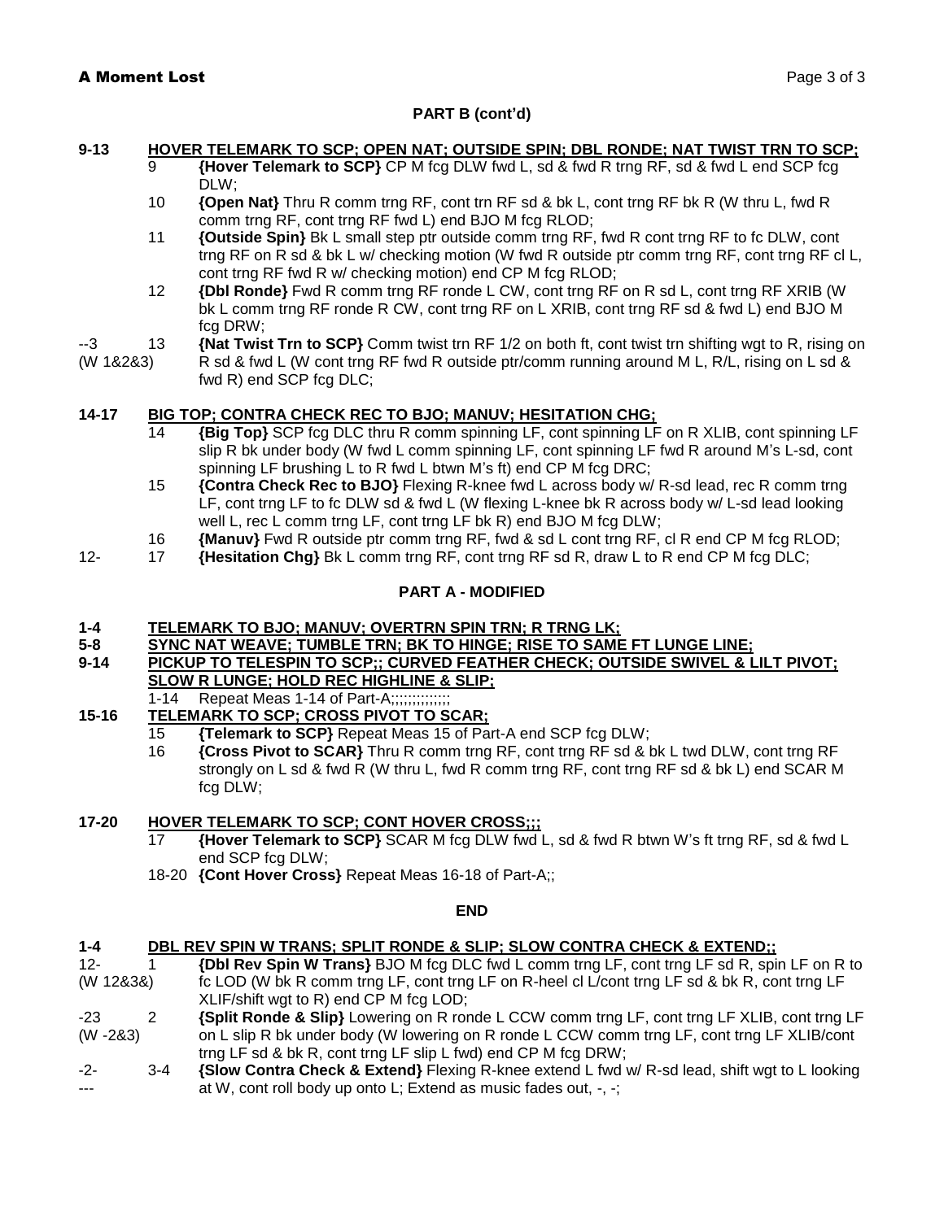**PART B (cont'd)**

**9-13 HOVER TELEMARK TO SCP; OPEN NAT; OUTSIDE SPIN; DBL RONDE; NAT TWIST TRN TO SCP;**

9 **{Hover Telemark to SCP}** CP M fcg DLW fwd L, sd & fwd R trng RF, sd & fwd L end SCP fcg DLW;

10 **{Open Nat}** Thru R comm trng RF, cont trn RF sd & bk L, cont trng RF bk R (W thru L, fwd R comm trng RF, cont trng RF fwd L) end BJO M fcg RLOD;

11 **{Outside Spin}** Bk L small step ptr outside comm trng RF, fwd R cont trng RF to fc DLW, cont trng RF on R sd & bk L w/ checking motion (W fwd R outside ptr comm trng RF, cont trng RF cl L, cont trng RF fwd R w/ checking motion) end CP M fcg RLOD;

12 **{Dbl Ronde}** Fwd R comm trng RF ronde L CW, cont trng RF on R sd L, cont trng RF XRIB (W bk L comm trng RF ronde R CW, cont trng RF on L XRIB, cont trng RF sd & fwd L) end BJO M fcg DRW;

--3 (W 1&2&3) 13 **{Nat Twist Trn to SCP}** Comm twist trn RF 1/2 on both ft, cont twist trn shifting wgt to R, rising on R sd & fwd L (W cont trng RF fwd R outside ptr/comm running around M L, R/L, rising on L sd & fwd R) end SCP fcg DLC;

**14-17 BIG TOP; CONTRA CHECK REC TO BJO; MANUV; HESITATION CHG;**

14 **{Big Top}** SCP fcg DLC thru R comm spinning LF, cont spinning LF on R XLIB, cont spinning LF slip R bk under body (W fwd L comm spinning LF, cont spinning LF fwd R around M's L-sd, cont spinning LF brushing L to R fwd L btwn M's ft) end CP M fcg DRC;

15 **{Contra Check Rec to BJO}** Flexing R-knee fwd L across body w/ R-sd lead, rec R comm trng LF, cont trng LF to fc DLW sd & fwd L (W flexing L-knee bk R across body w/ L-sd lead looking well L, rec L comm trng LF, cont trng LF bk R) end BJO M fcg DLW;

16 **{Manuv}** Fwd R outside ptr comm trng RF, fwd & sd L cont trng RF, cl R end CP M fcg RLOD;

12- 17 **{Hesitation Chg}** Bk L comm trng RF, cont trng RF sd R, draw L to R end CP M fcg DLC;

**PART A - MODIFIED**

**1-4 TELEMARK TO BJO; MANUV; OVERTRN SPIN TRN; R TRNG LK;**

**5-8 SYNC NAT WEAVE; TUMBLE TRN; BK TO HINGE; RISE TO SAME FT LUNGE LINE;**

**9-14 PICKUP TO TELESPIN TO SCP;; CURVED FEATHER CHECK; OUTSIDE SWIVEL & LILT PIVOT; SLOW R LUNGE; HOLD REC HIGHLINE & SLIP;**

1-14 Repeat Meas 1-14 of Part-A;;;;;;;;;;;;;

**15-16 TELEMARK TO SCP; CROSS PIVOT TO SCAR;**

15 **{Telemark to SCP}** Repeat Meas 15 of Part-A end SCP fcg DLW;

16 **{Cross Pivot to SCAR}** Thru R comm trng RF, cont trng RF sd & bk L twd DLW, cont trng RF strongly on L sd & fwd R (W thru L, fwd R comm trng RF, cont trng RF sd & bk L) end SCAR M fcg DLW;

**17-20 HOVER TELEMARK TO SCP; CONT HOVER CROSS;;;**

17 **{Hover Telemark to SCP}** SCAR M fcg DLW fwd L, sd & fwd R btwn W's ft trng RF, sd & fwd L end SCP fcg DLW;

18-20 **{Cont Hover Cross}** Repeat Meas 16-18 of Part-A;;

**END**

**1-4 DBL REV SPIN W TRANS; SPLIT RONDE & SLIP; SLOW CONTRA CHECK & EXTEND;;**

12- (W 12&3&) 1 **{Dbl Rev Spin W Trans}** BJO M fcg DLC fwd L comm trng LF, cont trng LF sd R, spin LF on R to fc LOD (W bk R comm trng LF, cont trng LF on R-heel cl L/cont trng LF sd & bk R, cont trng LF XLIF/shift wgt to R) end CP M fcg LOD;

-23 (W -2&3) 2 **{Split Ronde & Slip}** Lowering on R ronde L CCW comm trng LF, cont trng LF XLIB, cont trng LF on L slip R bk under body (W lowering on R ronde L CCW comm trng LF, cont trng LF XLIB/cont trng LF sd & bk R, cont trng LF slip L fwd) end CP M fcg DRW;

-2- --- 3-4 **{Slow Contra Check & Extend}** Flexing R-knee extend L fwd w/ R-sd lead, shift wgt to L looking at W, cont roll body up onto L; Extend as music fades out, -, -;